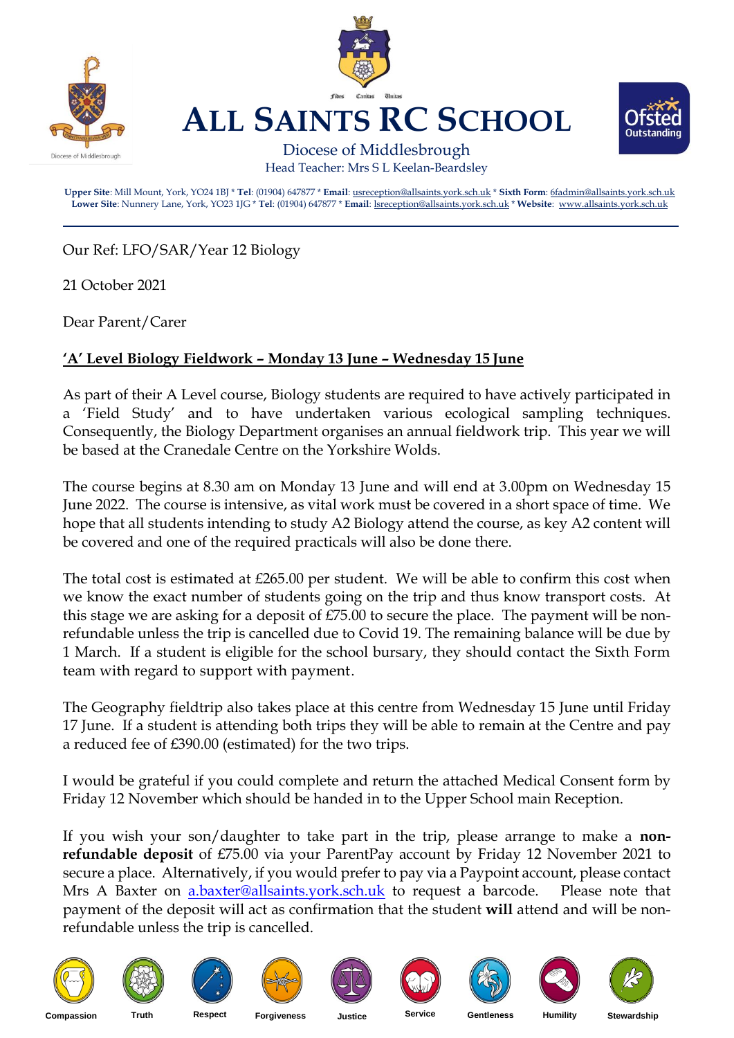# ALL SAINTS RC SCHOOL

Diocese of Middlesbrough
Head Teacher: Mrs S L Keelan-Beardsley

**Upper Site**: Mill Mount, York, YO24 1BJ * **Tel**: (01904) 647877 * **Email**: usreception@allsaints.york.sch.uk * **Sixth Form**: 6fadmin@allsaints.york.sch.uk
**Lower Site**: Nunnery Lane, York, YO23 1JG * **Tel**: (01904) 647877 * **Email**: lsreception@allsaints.york.sch.uk * **Website**: www.allsaints.york.sch.uk

---

Our Ref: LFO/SAR/Year 12 Biology

21 October 2021

Dear Parent/Carer

**'A' Level Biology Fieldwork – Monday 13 June – Wednesday 15 June**

As part of their A Level course, Biology students are required to have actively participated in a 'Field Study' and to have undertaken various ecological sampling techniques. Consequently, the Biology Department organises an annual fieldwork trip. This year we will be based at the Cranedale Centre on the Yorkshire Wolds.

The course begins at 8.30 am on Monday 13 June and will end at 3.00pm on Wednesday 15 June 2022. The course is intensive, as vital work must be covered in a short space of time. We hope that all students intending to study A2 Biology attend the course, as key A2 content will be covered and one of the required practicals will also be done there.

The total cost is estimated at £265.00 per student. We will be able to confirm this cost when we know the exact number of students going on the trip and thus know transport costs. At this stage we are asking for a deposit of £75.00 to secure the place. The payment will be non-refundable unless the trip is cancelled due to Covid 19. The remaining balance will be due by 1 March. If a student is eligible for the school bursary, they should contact the Sixth Form team with regard to support with payment.

The Geography fieldtrip also takes place at this centre from Wednesday 15 June until Friday 17 June. If a student is attending both trips they will be able to remain at the Centre and pay a reduced fee of £390.00 (estimated) for the two trips.

I would be grateful if you could complete and return the attached Medical Consent form by Friday 12 November which should be handed in to the Upper School main Reception.

If you wish your son/daughter to take part in the trip, please arrange to make a **non-refundable deposit** of £75.00 via your ParentPay account by Friday 12 November 2021 to secure a place. Alternatively, if you would prefer to pay via a Paypoint account, please contact Mrs A Baxter on a.baxter@allsaints.york.sch.uk to request a barcode. Please note that payment of the deposit will act as confirmation that the student **will** attend and will be non-refundable unless the trip is cancelled.

Compassion | Truth | Respect | Forgiveness | Justice | Service | Gentleness | Humility | Stewardship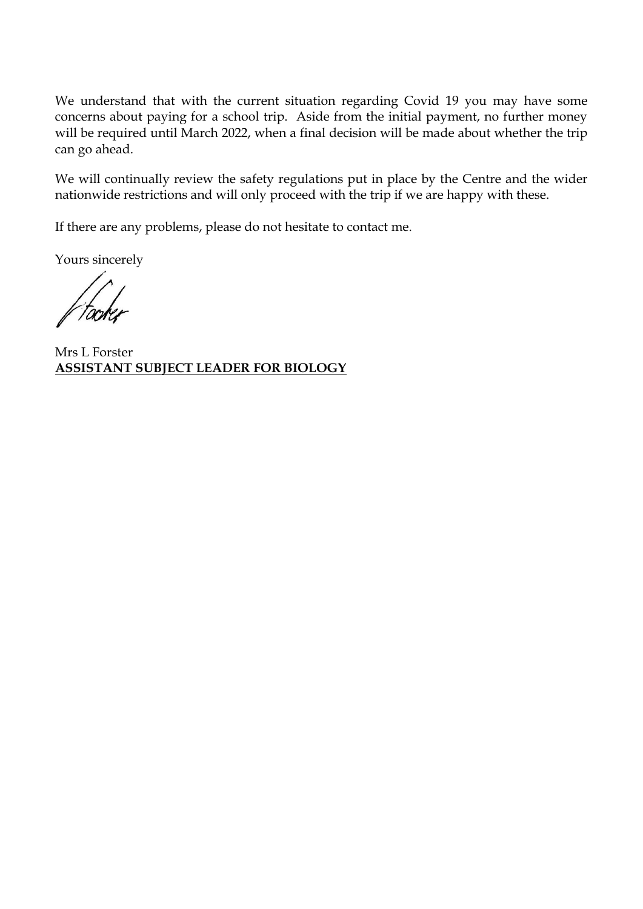We understand that with the current situation regarding Covid 19 you may have some concerns about paying for a school trip. Aside from the initial payment, no further money will be required until March 2022, when a final decision will be made about whether the trip can go ahead.

We will continually review the safety regulations put in place by the Centre and the wider nationwide restrictions and will only proceed with the trip if we are happy with these.

If there are any problems, please do not hesitate to contact me.

Yours sincerely

Mrs L Forster
**ASSISTANT SUBJECT LEADER FOR BIOLOGY**